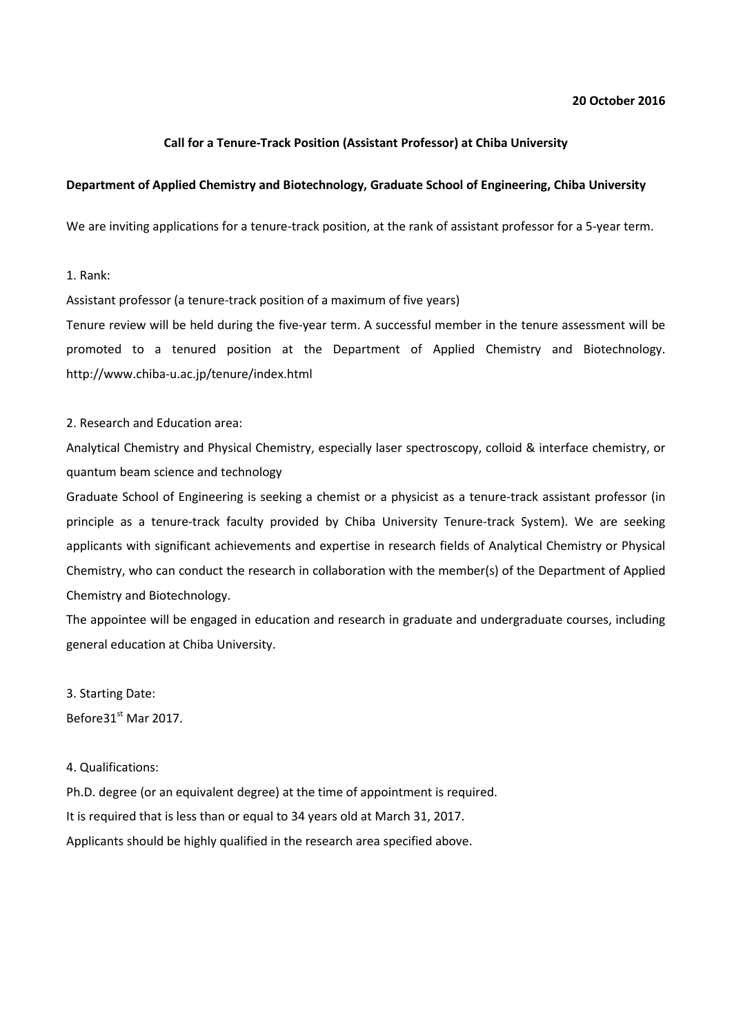**20 October 2016**

**Call for a Tenure-Track Position (Assistant Professor) at Chiba University**

**Department of Applied Chemistry and Biotechnology, Graduate School of Engineering, Chiba University**

We are inviting applications for a tenure-track position, at the rank of assistant professor for a 5-year term.

1. Rank:

Assistant professor (a tenure-track position of a maximum of five years)

Tenure review will be held during the five-year term. A successful member in the tenure assessment will be promoted to a tenured position at the Department of Applied Chemistry and Biotechnology. http://www.chiba-u.ac.jp/tenure/index.html

2. Research and Education area:

Analytical Chemistry and Physical Chemistry, especially laser spectroscopy, colloid & interface chemistry, or quantum beam science and technology

Graduate School of Engineering is seeking a chemist or a physicist as a tenure-track assistant professor (in principle as a tenure-track faculty provided by Chiba University Tenure-track System). We are seeking applicants with significant achievements and expertise in research fields of Analytical Chemistry or Physical Chemistry, who can conduct the research in collaboration with the member(s) of the Department of Applied Chemistry and Biotechnology.

The appointee will be engaged in education and research in graduate and undergraduate courses, including general education at Chiba University.

3. Starting Date:

Before31st Mar 2017.

4. Qualifications:

Ph.D. degree (or an equivalent degree) at the time of appointment is required.

It is required that is less than or equal to 34 years old at March 31, 2017.

Applicants should be highly qualified in the research area specified above.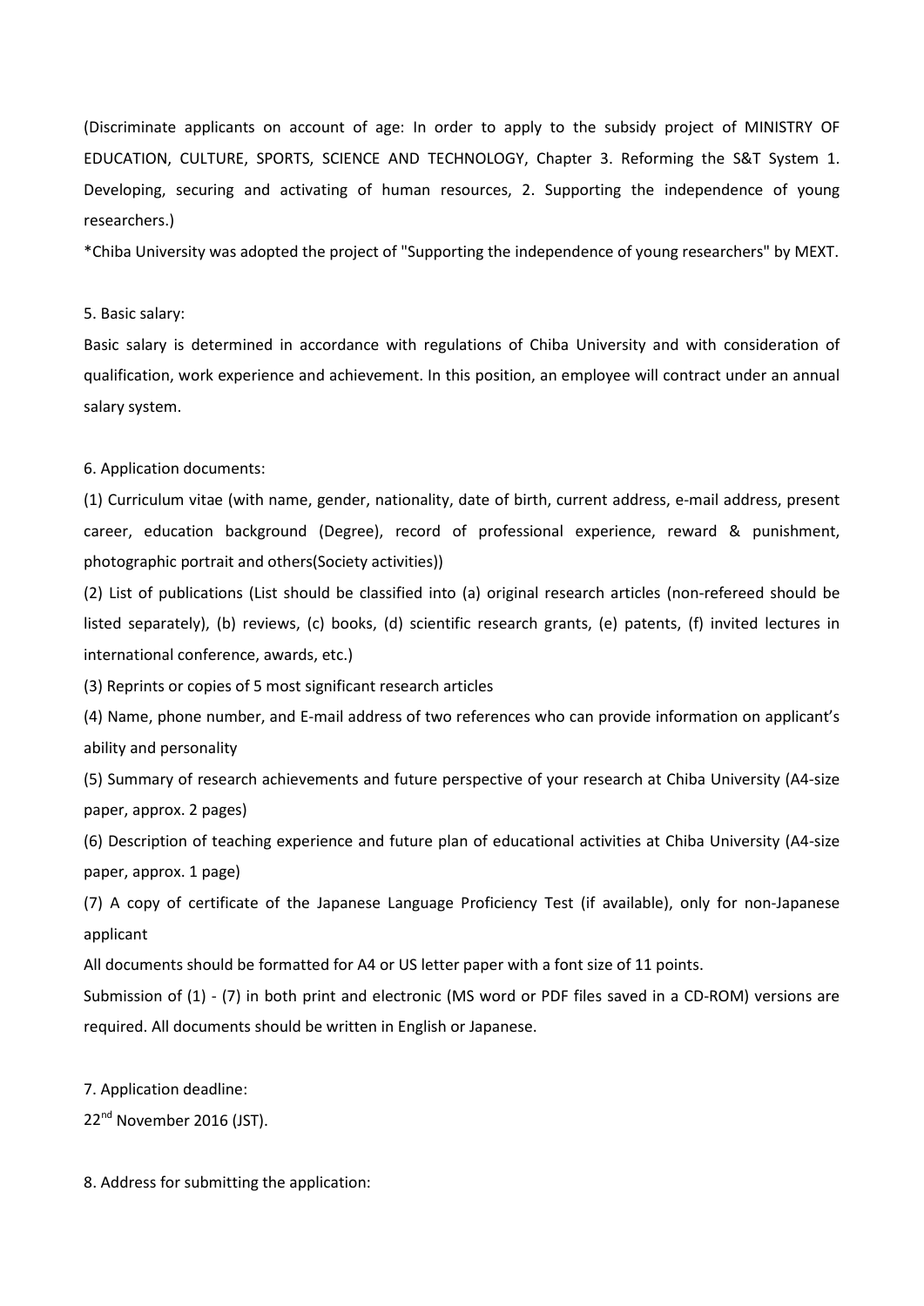(Discriminate applicants on account of age: In order to apply to the subsidy project of MINISTRY OF EDUCATION, CULTURE, SPORTS, SCIENCE AND TECHNOLOGY, Chapter 3. Reforming the S&T System 1. Developing, securing and activating of human resources, 2. Supporting the independence of young researchers.)

*Chiba University was adopted the project of "Supporting the independence of young researchers" by MEXT.

5. Basic salary:

Basic salary is determined in accordance with regulations of Chiba University and with consideration of qualification, work experience and achievement. In this position, an employee will contract under an annual salary system.

6. Application documents:

(1) Curriculum vitae (with name, gender, nationality, date of birth, current address, e-mail address, present career, education background (Degree), record of professional experience, reward & punishment, photographic portrait and others(Society activities))

(2) List of publications (List should be classified into (a) original research articles (non-refereed should be listed separately), (b) reviews, (c) books, (d) scientific research grants, (e) patents, (f) invited lectures in international conference, awards, etc.)

(3) Reprints or copies of 5 most significant research articles

(4) Name, phone number, and E-mail address of two references who can provide information on applicant's ability and personality

(5) Summary of research achievements and future perspective of your research at Chiba University (A4-size paper, approx. 2 pages)

(6) Description of teaching experience and future plan of educational activities at Chiba University (A4-size paper, approx. 1 page)

(7) A copy of certificate of the Japanese Language Proficiency Test (if available), only for non-Japanese applicant

All documents should be formatted for A4 or US letter paper with a font size of 11 points.

Submission of (1) - (7) in both print and electronic (MS word or PDF files saved in a CD-ROM) versions are required. All documents should be written in English or Japanese.

7. Application deadline:

22nd November 2016 (JST).

8. Address for submitting the application: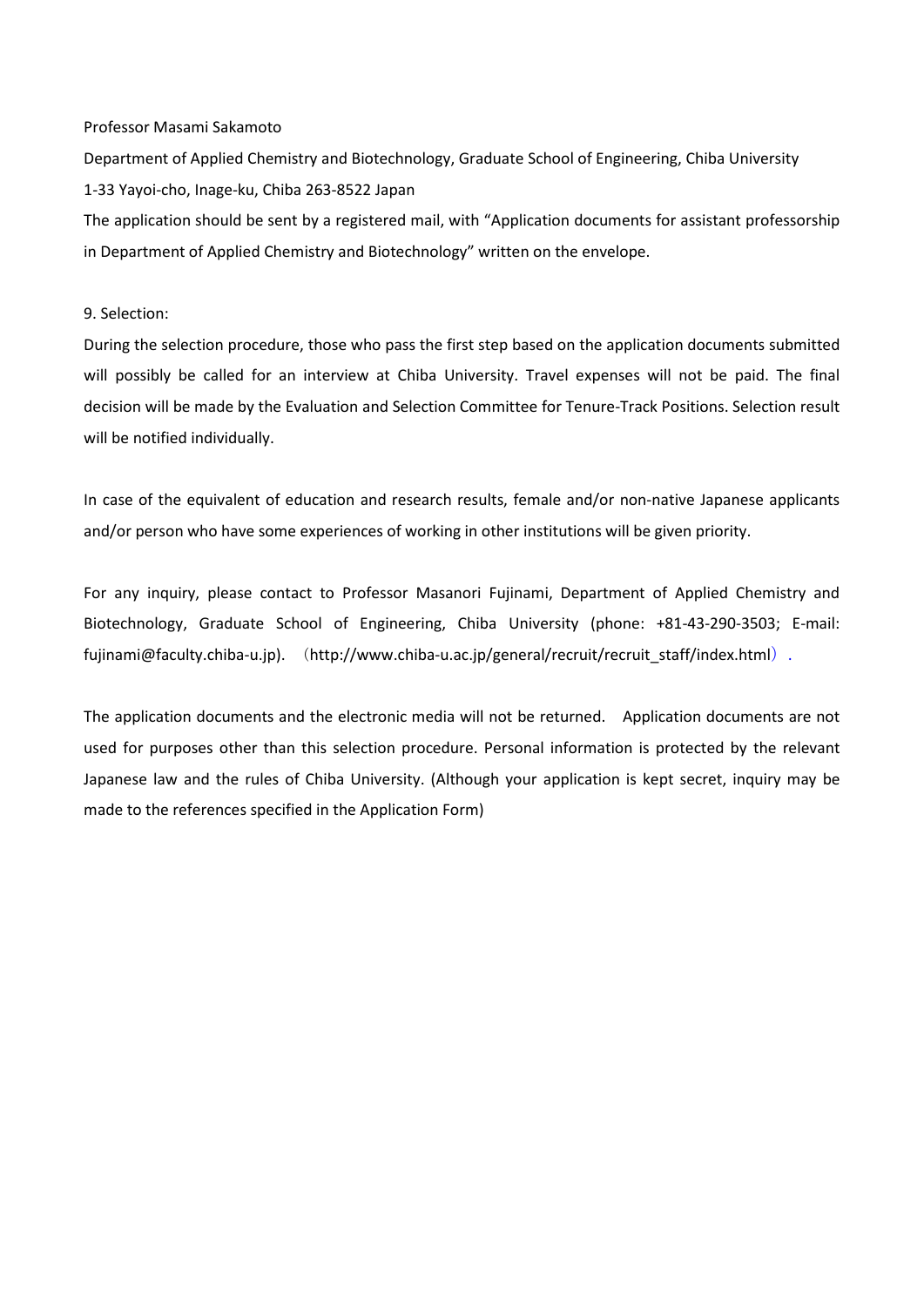Professor Masami Sakamoto

Department of Applied Chemistry and Biotechnology, Graduate School of Engineering, Chiba University

1-33 Yayoi-cho, Inage-ku, Chiba 263-8522 Japan

The application should be sent by a registered mail, with “Application documents for assistant professorship in Department of Applied Chemistry and Biotechnology” written on the envelope.

9. Selection:

During the selection procedure, those who pass the first step based on the application documents submitted will possibly be called for an interview at Chiba University. Travel expenses will not be paid. The final decision will be made by the Evaluation and Selection Committee for Tenure-Track Positions. Selection result will be notified individually.

In case of the equivalent of education and research results, female and/or non-native Japanese applicants and/or person who have some experiences of working in other institutions will be given priority.

For any inquiry, please contact to Professor Masanori Fujinami, Department of Applied Chemistry and Biotechnology, Graduate School of Engineering, Chiba University (phone: +81-43-290-3503; E-mail: fujinami@faculty.chiba-u.jp). （http://www.chiba-u.ac.jp/general/recruit/recruit_staff/index.html）.

The application documents and the electronic media will not be returned. Application documents are not used for purposes other than this selection procedure. Personal information is protected by the relevant Japanese law and the rules of Chiba University. (Although your application is kept secret, inquiry may be made to the references specified in the Application Form)